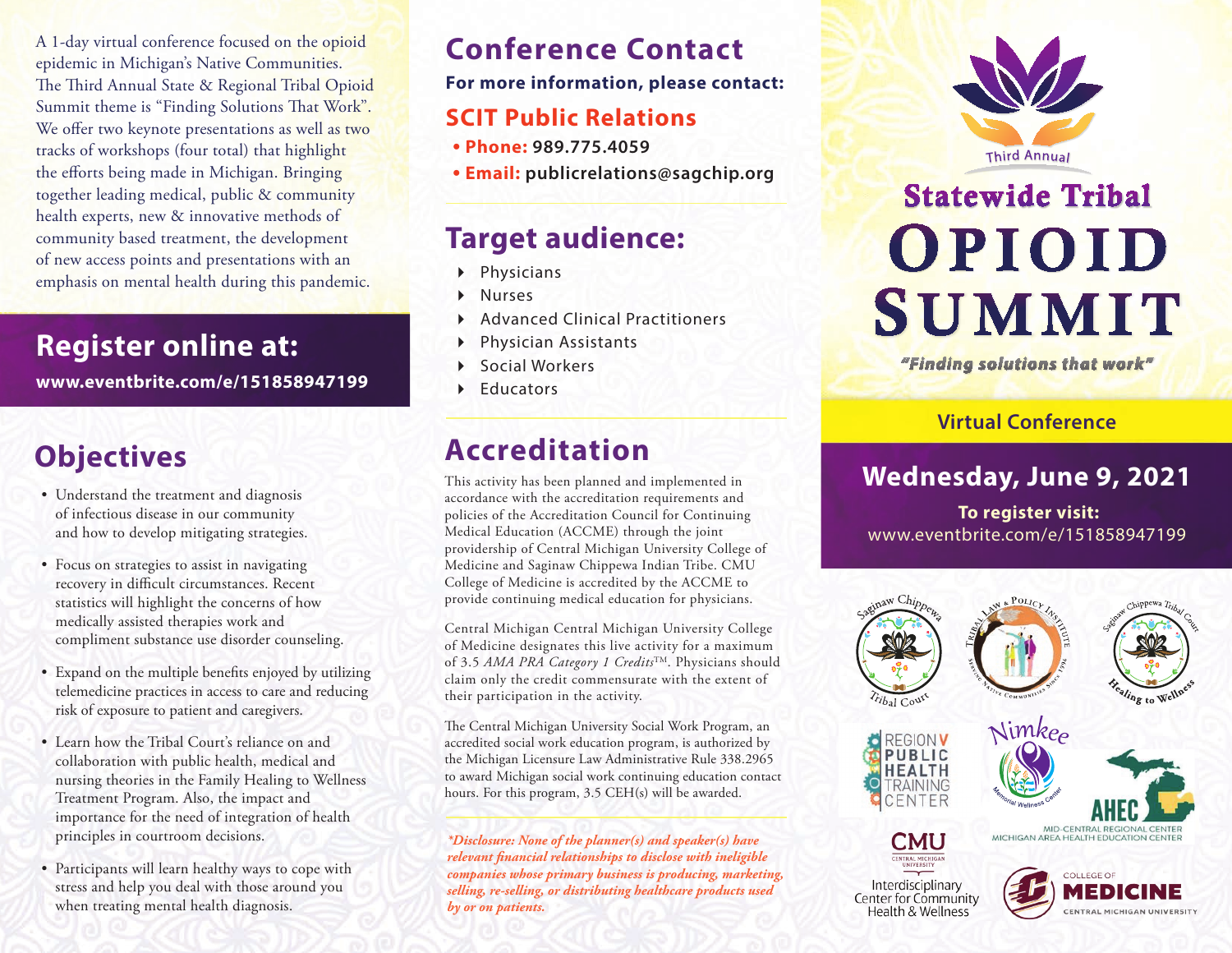A 1-day virtual conference focused on the opioid epidemic in Michigan's Native Communities. The Third Annual State & Regional Tribal Opioid Summit theme is "Finding Solutions That Work". We offer two keynote presentations as well as two tracks of workshops (four total) that highlight the efforts being made in Michigan. Bringing together leading medical, public & community health experts, new & innovative methods of community based treatment, the development of new access points and presentations with an emphasis on mental health during this pandemic.

## Register online at:

**www.eventbrite.com/e/151858947199**

## Objectives

- Understand the treatment and diagnosis of infectious disease in our community and how to develop mitigating strategies.
- Focus on strategies to assist in navigating recovery in difficult circumstances. Recent statistics will highlight the concerns of how medically assisted therapies work and compliment substance use disorder counseling.
- Expand on the multiple benefits enjoyed by utilizing telemedicine practices in access to care and reducing risk of exposure to patient and caregivers.
- Learn how the Tribal Court's reliance on and collaboration with public health, medical and nursing theories in the Family Healing to Wellness Treatment Program. Also, the impact and importance for the need of integration of health principles in courtroom decisions.
- Participants will learn healthy ways to cope with stress and help you deal with those around you when treating mental health diagnosis.

## Conference Contact

**For more information, please contact:**

### SCIT Public Relations

- **Phone:** 989.775.4059
- **Email:** publicrelations@sagchip.org

## Target audience:

- Physicians
- Nurses
- Advanced Clinical Practitioners
- Physician Assistants
- Social Workers
- Educators

## Accreditation

This activity has been planned and implemented in accordance with the accreditation requirements and policies of the Accreditation Council for Continuing Medical Education (ACCME) through the joint providership of Central Michigan University College of Medicine and Saginaw Chippewa Indian Tribe. CMU College of Medicine is accredited by the ACCME to provide continuing medical education for physicians.

Central Michigan Central Michigan University College of Medicine designates this live activity for a maximum of 3.5 *AMA PRA Category 1 Credits*™. Physicians should claim only the credit commensurate with the extent of their participation in the activity.

The Central Michigan University Social Work Program, an accredited social work education program, is authorized by the Michigan Licensure Law Administrative Rule 338.2965 to award Michigan social work continuing education contact hours. For this program, 3.5 CEH(s) will be awarded.

*\*Disclosure: None of the planner(s) and speaker(s) have relevant financial relationships to disclose with ineligible companies whose primary business is producing, marketing, selling, re-selling, or distributing healthcare products used by or on patients.*

Third Annual

# Statewide Tribal OPIOID SUMMIT

*"Finding solutions that work"*

**Virtual Conference**

## Wednesday, June 9, 2021

**To register visit:**
www.eventbrite.com/e/151858947199

Saginaw Chippewa Tribal Court

Tribal Law & Policy Institute — Serving Native Communities Since 1996

Saginaw Chippewa Tribal Court — Healing to Wellness

Region V Public Health Training Center

Nimkee Memorial Wellness Center

AHEC — Mid-Central Regional Center, Michigan Area Health Education Center

CMU Central Michigan University — Interdisciplinary Center for Community Health & Wellness

College of Medicine — Central Michigan University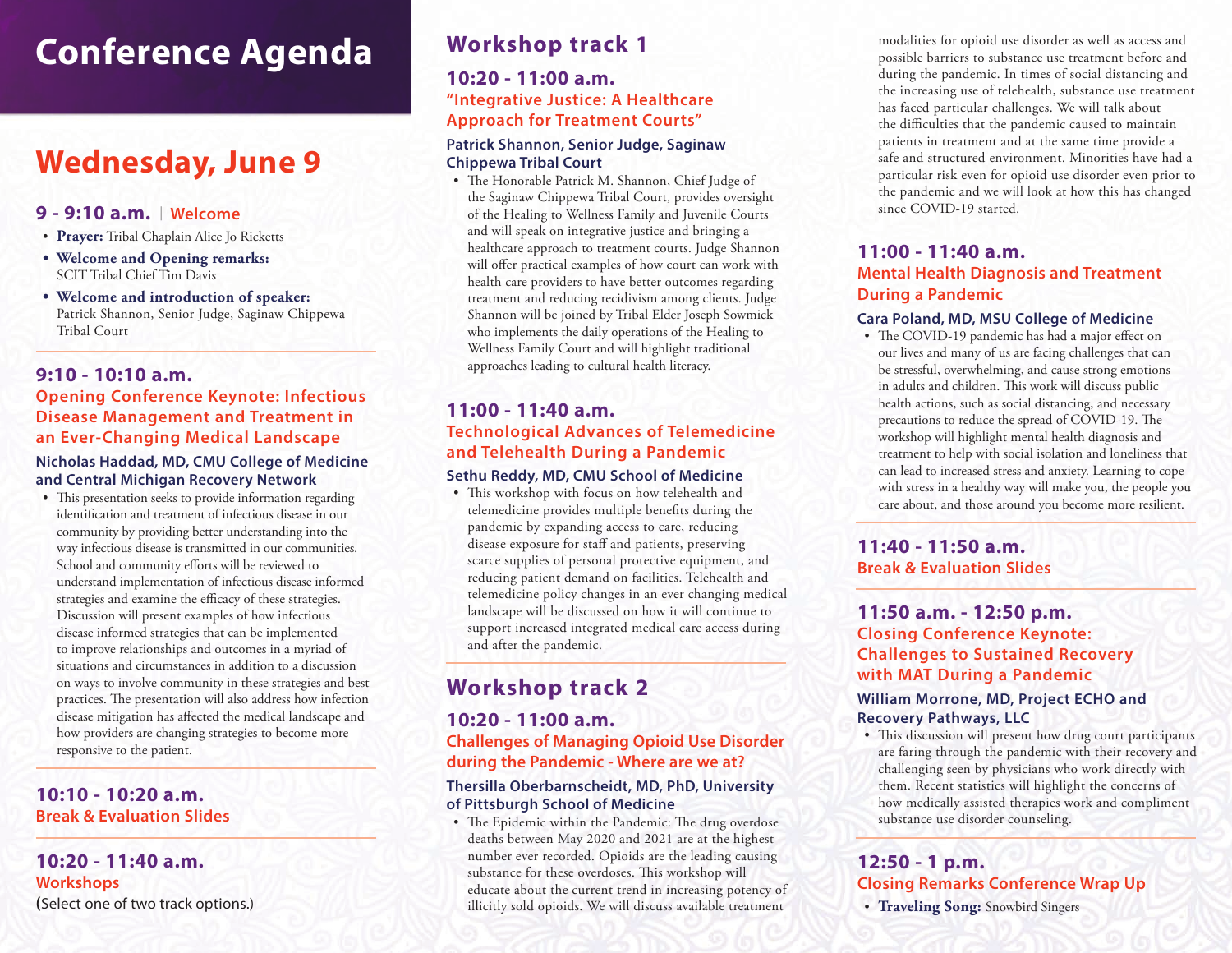# Conference Agenda

## Wednesday, June 9

### 9 - 9:10 a.m. | Welcome

- **Prayer:** Tribal Chaplain Alice Jo Ricketts
- **Welcome and Opening remarks:** SCIT Tribal Chief Tim Davis
- **Welcome and introduction of speaker:** Patrick Shannon, Senior Judge, Saginaw Chippewa Tribal Court

### 9:10 - 10:10 a.m.

**Opening Conference Keynote: Infectious Disease Management and Treatment in an Ever-Changing Medical Landscape**

**Nicholas Haddad, MD, CMU College of Medicine and Central Michigan Recovery Network**

- This presentation seeks to provide information regarding identification and treatment of infectious disease in our community by providing better understanding into the way infectious disease is transmitted in our communities. School and community efforts will be reviewed to understand implementation of infectious disease informed strategies and examine the efficacy of these strategies. Discussion will present examples of how infectious disease informed strategies that can be implemented to improve relationships and outcomes in a myriad of situations and circumstances in addition to a discussion on ways to involve community in these strategies and best practices. The presentation will also address how infection disease mitigation has affected the medical landscape and how providers are changing strategies to become more responsive to the patient.

### 10:10 - 10:20 a.m.

**Break & Evaluation Slides**

### 10:20 - 11:40 a.m.

**Workshops**

(Select one of two track options.)

## Workshop track 1

### 10:20 - 11:00 a.m.

**"Integrative Justice: A Healthcare Approach for Treatment Courts"**

**Patrick Shannon, Senior Judge, Saginaw Chippewa Tribal Court**

- The Honorable Patrick M. Shannon, Chief Judge of the Saginaw Chippewa Tribal Court, provides oversight of the Healing to Wellness Family and Juvenile Courts and will speak on integrative justice and bringing a healthcare approach to treatment courts. Judge Shannon will offer practical examples of how court can work with health care providers to have better outcomes regarding treatment and reducing recidivism among clients. Judge Shannon will be joined by Tribal Elder Joseph Sowmick who implements the daily operations of the Healing to Wellness Family Court and will highlight traditional approaches leading to cultural health literacy.

### 11:00 - 11:40 a.m.

**Technological Advances of Telemedicine and Telehealth During a Pandemic**

**Sethu Reddy, MD, CMU School of Medicine**

- This workshop with focus on how telehealth and telemedicine provides multiple benefits during the pandemic by expanding access to care, reducing disease exposure for staff and patients, preserving scarce supplies of personal protective equipment, and reducing patient demand on facilities. Telehealth and telemedicine policy changes in an ever changing medical landscape will be discussed on how it will continue to support increased integrated medical care access during and after the pandemic.

## Workshop track 2

### 10:20 - 11:00 a.m.

**Challenges of Managing Opioid Use Disorder during the Pandemic - Where are we at?**

**Thersilla Oberbarnscheidt, MD, PhD, University of Pittsburgh School of Medicine**

- The Epidemic within the Pandemic: The drug overdose deaths between May 2020 and 2021 are at the highest number ever recorded. Opioids are the leading causing substance for these overdoses. This workshop will educate about the current trend in increasing potency of illicitly sold opioids. We will discuss available treatment modalities for opioid use disorder as well as access and possible barriers to substance use treatment before and during the pandemic. In times of social distancing and the increasing use of telehealth, substance use treatment has faced particular challenges. We will talk about the difficulties that the pandemic caused to maintain patients in treatment and at the same time provide a safe and structured environment. Minorities have had a particular risk even for opioid use disorder even prior to the pandemic and we will look at how this has changed since COVID-19 started.

### 11:00 - 11:40 a.m.

**Mental Health Diagnosis and Treatment During a Pandemic**

**Cara Poland, MD, MSU College of Medicine**

- The COVID-19 pandemic has had a major effect on our lives and many of us are facing challenges that can be stressful, overwhelming, and cause strong emotions in adults and children. This work will discuss public health actions, such as social distancing, and necessary precautions to reduce the spread of COVID-19. The workshop will highlight mental health diagnosis and treatment to help with social isolation and loneliness that can lead to increased stress and anxiety. Learning to cope with stress in a healthy way will make you, the people you care about, and those around you become more resilient.

### 11:40 - 11:50 a.m.

**Break & Evaluation Slides**

### 11:50 a.m. - 12:50 p.m.

**Closing Conference Keynote: Challenges to Sustained Recovery with MAT During a Pandemic**

**William Morrone, MD, Project ECHO and Recovery Pathways, LLC**

- This discussion will present how drug court participants are faring through the pandemic with their recovery and challenging seen by physicians who work directly with them. Recent statistics will highlight the concerns of how medically assisted therapies work and compliment substance use disorder counseling.

### 12:50 - 1 p.m.

**Closing Remarks Conference Wrap Up**

- **Traveling Song:** Snowbird Singers